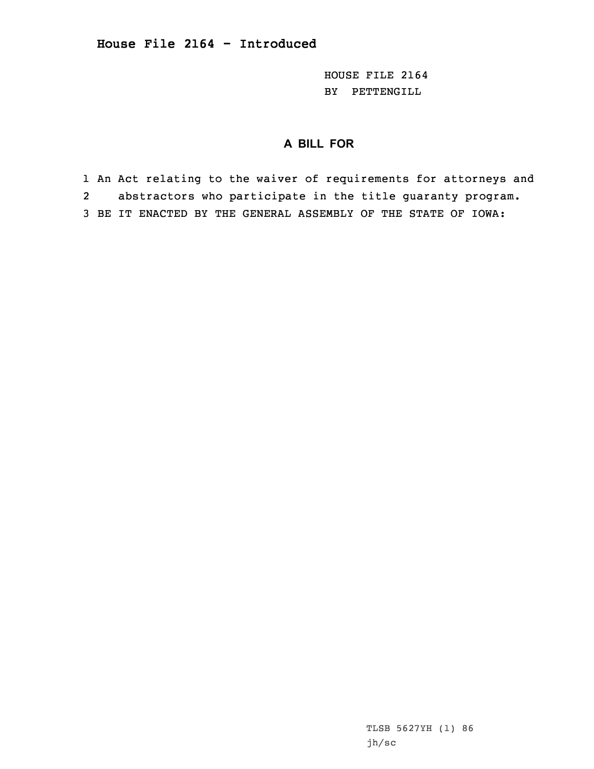# House File 2164 - Introduced

HOUSE FILE 2164
BY PETTENGILL

## A BILL FOR

1 An Act relating to the waiver of requirements for attorneys and
2 abstractors who participate in the title guaranty program.
3 BE IT ENACTED BY THE GENERAL ASSEMBLY OF THE STATE OF IOWA:

TLSB 5627YH (1) 86
jh/sc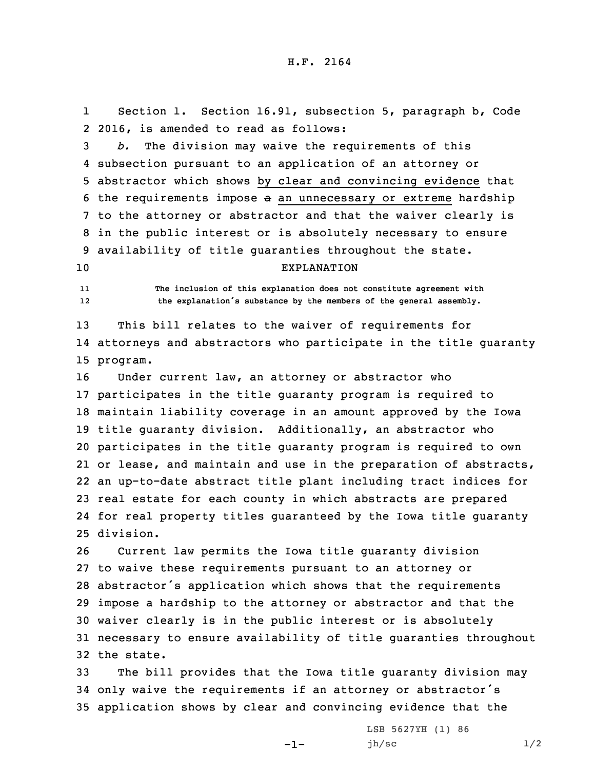H.F. 2164

Section 1. Section 16.91, subsection 5, paragraph b, Code 2016, is amended to read as follows:

*b.* The division may waive the requirements of this subsection pursuant to an application of an attorney or abstractor which shows by clear and convincing evidence that the requirements impose ~~a~~ an unnecessary or extreme hardship to the attorney or abstractor and that the waiver clearly is in the public interest or is absolutely necessary to ensure availability of title guaranties throughout the state.

EXPLANATION

The inclusion of this explanation does not constitute agreement with the explanation's substance by the members of the general assembly.

This bill relates to the waiver of requirements for attorneys and abstractors who participate in the title guaranty program.

Under current law, an attorney or abstractor who participates in the title guaranty program is required to maintain liability coverage in an amount approved by the Iowa title guaranty division. Additionally, an abstractor who participates in the title guaranty program is required to own or lease, and maintain and use in the preparation of abstracts, an up-to-date abstract title plant including tract indices for real estate for each county in which abstracts are prepared for real property titles guaranteed by the Iowa title guaranty division.

Current law permits the Iowa title guaranty division to waive these requirements pursuant to an attorney or abstractor's application which shows that the requirements impose a hardship to the attorney or abstractor and that the waiver clearly is in the public interest or is absolutely necessary to ensure availability of title guaranties throughout the state.

The bill provides that the Iowa title guaranty division may only waive the requirements if an attorney or abstractor's application shows by clear and convincing evidence that the

LSB 5627YH (1) 86
jh/sc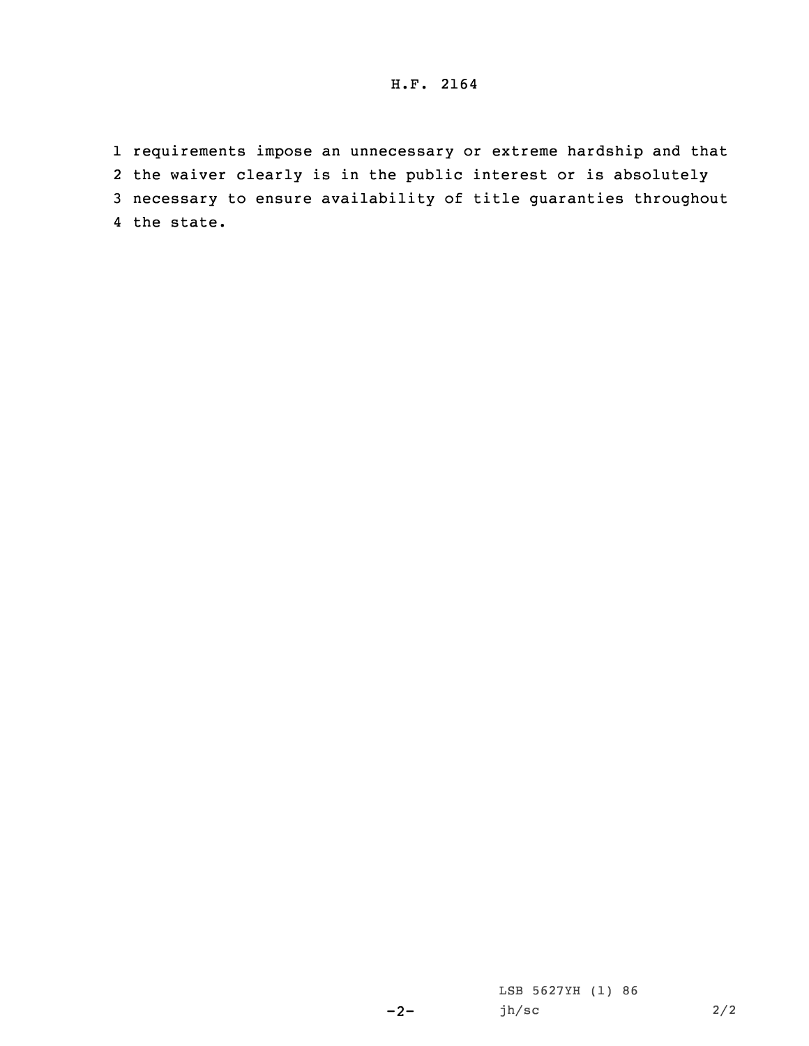requirements impose an unnecessary or extreme hardship and that the waiver clearly is in the public interest or is absolutely necessary to ensure availability of title guaranties throughout the state.